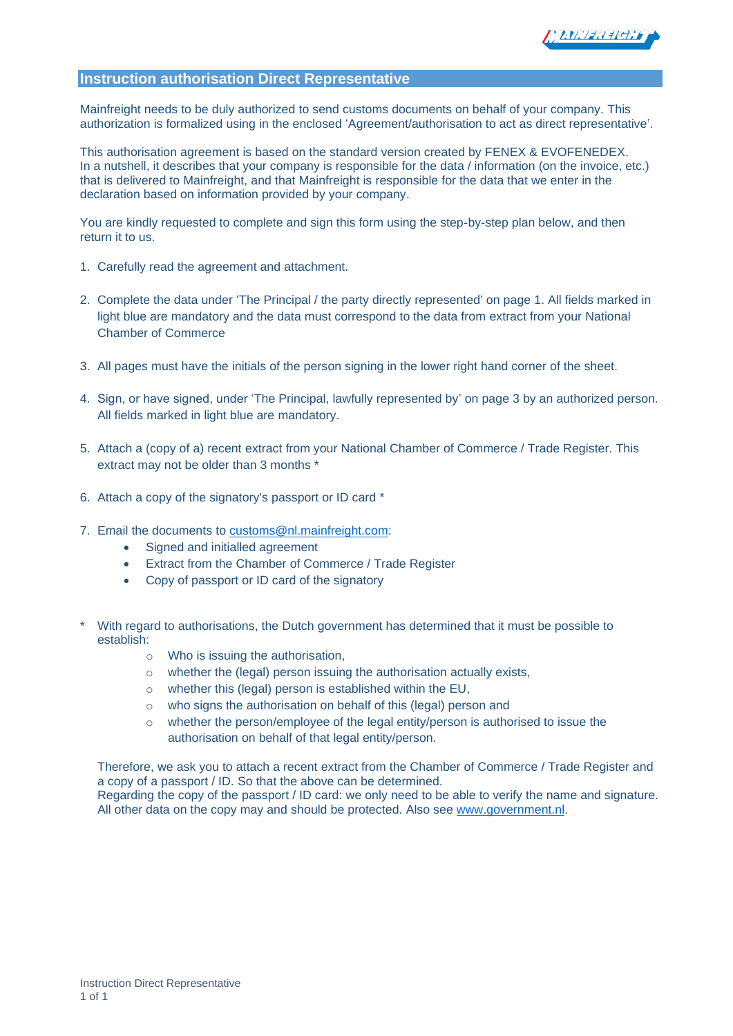## Instruction authorisation Direct Representative

Mainfreight needs to be duly authorized to send customs documents on behalf of your company. This authorization is formalized using in the enclosed 'Agreement/authorisation to act as direct representative'.

This authorisation agreement is based on the standard version created by FENEX & EVOFENEDEX. In a nutshell, it describes that your company is responsible for the data / information (on the invoice, etc.) that is delivered to Mainfreight, and that Mainfreight is responsible for the data that we enter in the declaration based on information provided by your company.

You are kindly requested to complete and sign this form using the step-by-step plan below, and then return it to us.

1. Carefully read the agreement and attachment.

2. Complete the data under 'The Principal / the party directly represented' on page 1. All fields marked in light blue are mandatory and the data must correspond to the data from extract from your National Chamber of Commerce

3. All pages must have the initials of the person signing in the lower right hand corner of the sheet.

4. Sign, or have signed, under 'The Principal, lawfully represented by' on page 3 by an authorized person. All fields marked in light blue are mandatory.

5. Attach a (copy of a) recent extract from your National Chamber of Commerce / Trade Register. This extract may not be older than 3 months *

6. Attach a copy of the signatory's passport or ID card *

7. Email the documents to customs@nl.mainfreight.com:
   - Signed and initialled agreement
   - Extract from the Chamber of Commerce / Trade Register
   - Copy of passport or ID card of the signatory

\* With regard to authorisations, the Dutch government has determined that it must be possible to establish:
   - Who is issuing the authorisation,
   - whether the (legal) person issuing the authorisation actually exists,
   - whether this (legal) person is established within the EU,
   - who signs the authorisation on behalf of this (legal) person and
   - whether the person/employee of the legal entity/person is authorised to issue the authorisation on behalf of that legal entity/person.

Therefore, we ask you to attach a recent extract from the Chamber of Commerce / Trade Register and a copy of a passport / ID. So that the above can be determined.
Regarding the copy of the passport / ID card: we only need to be able to verify the name and signature. All other data on the copy may and should be protected. Also see www.government.nl.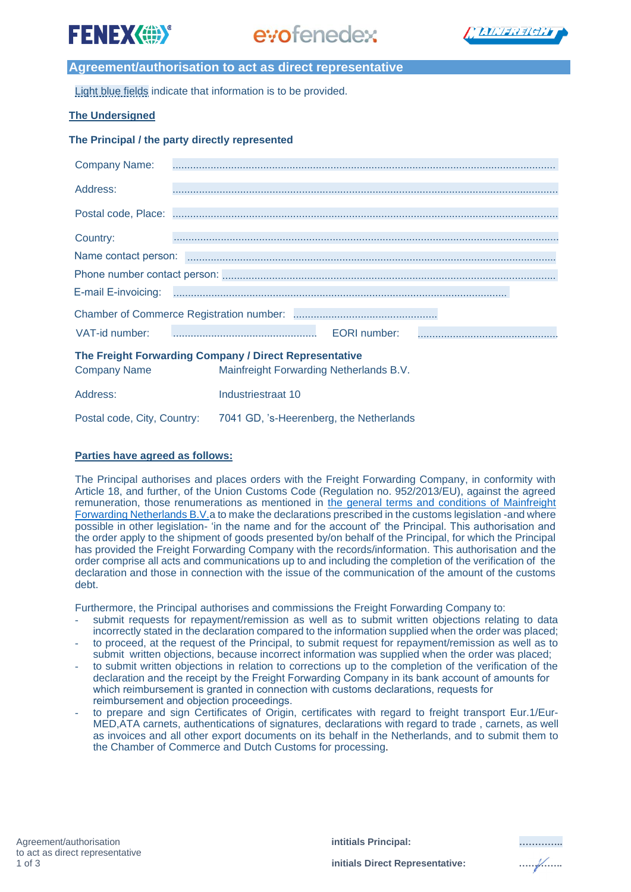## Agreement/authorisation to act as direct representative

Light blue fields indicate that information is to be provided.

**The Undersigned**

**The Principal / the party directly represented**

Company Name: ..............................................................................................................................

Address: ..............................................................................................................................

Postal code, Place: ..............................................................................................................................

Country: ..............................................................................................................................

Name contact person: ..............................................................................................................................

Phone number contact person: ..............................................................................................................................

E-mail E-invoicing: ..............................................................................................................................

Chamber of Commerce Registration number: ................................................

VAT-id number: ................................................ EORI number: ................................................

**The Freight Forwarding Company / Direct Representative**

| | |
|---|---|
| Company Name | Mainfreight Forwarding Netherlands B.V. |
| Address: | Industriestraat 10 |
| Postal code, City, Country: | 7041 GD, 's-Heerenberg, the Netherlands |

**Parties have agreed as follows:**

The Principal authorises and places orders with the Freight Forwarding Company, in conformity with Article 18, and further, of the Union Customs Code (Regulation no. 952/2013/EU), against the agreed remuneration, those renumerations as mentioned in the general terms and conditions of Mainfreight Forwarding Netherlands B.V.a to make the declarations prescribed in the customs legislation -and where possible in other legislation- 'in the name and for the account of' the Principal. This authorisation and the order apply to the shipment of goods presented by/on behalf of the Principal, for which the Principal has provided the Freight Forwarding Company with the records/information. This authorisation and the order comprise all acts and communications up to and including the completion of the verification of the declaration and those in connection with the issue of the communication of the amount of the customs debt.

Furthermore, the Principal authorises and commissions the Freight Forwarding Company to:

- submit requests for repayment/remission as well as to submit written objections relating to data incorrectly stated in the declaration compared to the information supplied when the order was placed;
- to proceed, at the request of the Principal, to submit request for repayment/remission as well as to submit written objections, because incorrect information was supplied when the order was placed;
- to submit written objections in relation to corrections up to the completion of the verification of the declaration and the receipt by the Freight Forwarding Company in its bank account of amounts for which reimbursement is granted in connection with customs declarations, requests for reimbursement and objection proceedings.
- to prepare and sign Certificates of Origin, certificates with regard to freight transport Eur.1/Eur-MED,ATA carnets, authentications of signatures, declarations with regard to trade , carnets, as well as invoices and all other export documents on its behalf in the Netherlands, and to submit them to the Chamber of Commerce and Dutch Customs for processing.

**intitials Principal:** .............

**initials Direct Representative:** .............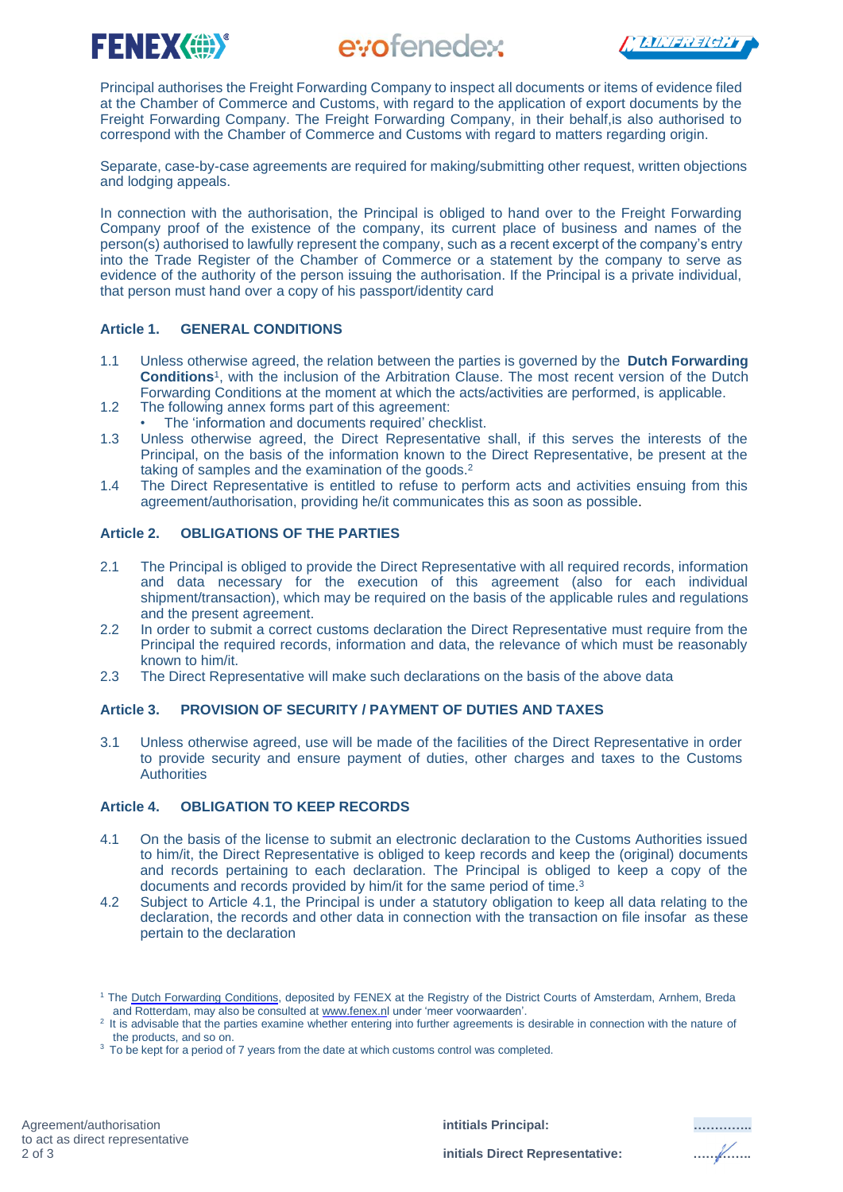Principal authorises the Freight Forwarding Company to inspect all documents or items of evidence filed at the Chamber of Commerce and Customs, with regard to the application of export documents by the Freight Forwarding Company. The Freight Forwarding Company, in their behalf,is also authorised to correspond with the Chamber of Commerce and Customs with regard to matters regarding origin.

Separate, case-by-case agreements are required for making/submitting other request, written objections and lodging appeals.

In connection with the authorisation, the Principal is obliged to hand over to the Freight Forwarding Company proof of the existence of the company, its current place of business and names of the person(s) authorised to lawfully represent the company, such as a recent excerpt of the company's entry into the Trade Register of the Chamber of Commerce or a statement by the company to serve as evidence of the authority of the person issuing the authorisation. If the Principal is a private individual, that person must hand over a copy of his passport/identity card

## Article 1. GENERAL CONDITIONS

1.1 Unless otherwise agreed, the relation between the parties is governed by the **Dutch Forwarding Conditions**[1], with the inclusion of the Arbitration Clause. The most recent version of the Dutch Forwarding Conditions at the moment at which the acts/activities are performed, is applicable.

1.2 The following annex forms part of this agreement:
- The 'information and documents required' checklist.

1.3 Unless otherwise agreed, the Direct Representative shall, if this serves the interests of the Principal, on the basis of the information known to the Direct Representative, be present at the taking of samples and the examination of the goods.[2]

1.4 The Direct Representative is entitled to refuse to perform acts and activities ensuing from this agreement/authorisation, providing he/it communicates this as soon as possible.

## Article 2. OBLIGATIONS OF THE PARTIES

2.1 The Principal is obliged to provide the Direct Representative with all required records, information and data necessary for the execution of this agreement (also for each individual shipment/transaction), which may be required on the basis of the applicable rules and regulations and the present agreement.

2.2 In order to submit a correct customs declaration the Direct Representative must require from the Principal the required records, information and data, the relevance of which must be reasonably known to him/it.

2.3 The Direct Representative will make such declarations on the basis of the above data

## Article 3. PROVISION OF SECURITY / PAYMENT OF DUTIES AND TAXES

3.1 Unless otherwise agreed, use will be made of the facilities of the Direct Representative in order to provide security and ensure payment of duties, other charges and taxes to the Customs Authorities

## Article 4. OBLIGATION TO KEEP RECORDS

4.1 On the basis of the license to submit an electronic declaration to the Customs Authorities issued to him/it, the Direct Representative is obliged to keep records and keep the (original) documents and records pertaining to each declaration. The Principal is obliged to keep a copy of the documents and records provided by him/it for the same period of time.[3]

4.2 Subject to Article 4.1, the Principal is under a statutory obligation to keep all data relating to the declaration, the records and other data in connection with the transaction on file insofar as these pertain to the declaration

[1] The Dutch Forwarding Conditions, deposited by FENEX at the Registry of the District Courts of Amsterdam, Arnhem, Breda and Rotterdam, may also be consulted at www.fenex.nl under 'meer voorwaarden'.

[2] It is advisable that the parties examine whether entering into further agreements is desirable in connection with the nature of the products, and so on.

[3] To be kept for a period of 7 years from the date at which customs control was completed.

intitials Principal: …………..

initials Direct Representative: …………..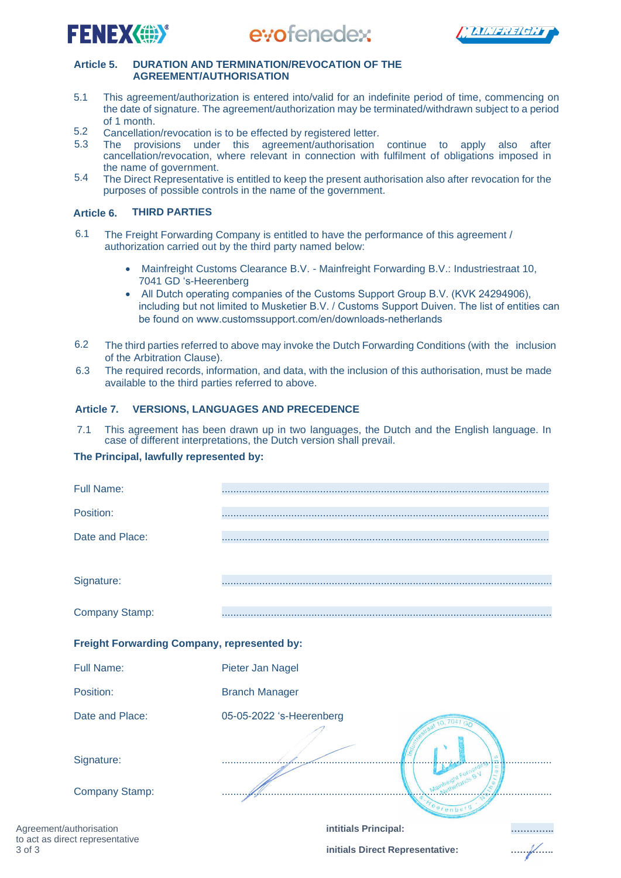## Article 5. DURATION AND TERMINATION/REVOCATION OF THE AGREEMENT/AUTHORISATION

5.1 This agreement/authorization is entered into/valid for an indefinite period of time, commencing on the date of signature. The agreement/authorization may be terminated/withdrawn subject to a period of 1 month.

5.2 Cancellation/revocation is to be effected by registered letter.

5.3 The provisions under this agreement/authorisation continue to apply also after cancellation/revocation, where relevant in connection with fulfilment of obligations imposed in the name of government.

5.4 The Direct Representative is entitled to keep the present authorisation also after revocation for the purposes of possible controls in the name of the government.

## Article 6. THIRD PARTIES

6.1 The Freight Forwarding Company is entitled to have the performance of this agreement / authorization carried out by the third party named below:

- Mainfreight Customs Clearance B.V. - Mainfreight Forwarding B.V.: Industriestraat 10, 7041 GD 's-Heerenberg
- All Dutch operating companies of the Customs Support Group B.V. (KVK 24294906), including but not limited to Musketier B.V. / Customs Support Duiven. The list of entities can be found on www.customssupport.com/en/downloads-netherlands

6.2 The third parties referred to above may invoke the Dutch Forwarding Conditions (with the inclusion of the Arbitration Clause).

6.3 The required records, information, and data, with the inclusion of this authorisation, must be made available to the third parties referred to above.

## Article 7. VERSIONS, LANGUAGES AND PRECEDENCE

7.1 This agreement has been drawn up in two languages, the Dutch and the English language. In case of different interpretations, the Dutch version shall prevail.

**The Principal, lawfully represented by:**

| | |
|---|---|
| Full Name: | ........................................ |
| Position: | ........................................ |
| Date and Place: | ........................................ |
| Signature: | ........................................ |
| Company Stamp: | ........................................ |

**Freight Forwarding Company, represented by:**

| | |
|---|---|
| Full Name: | Pieter Jan Nagel |
| Position: | Branch Manager |
| Date and Place: | 05-05-2022 's-Heerenberg |
| Signature: | [signature] |
| Company Stamp: | [stamp: Industriestraat 10, 7041 GD 's-Heerenberg, Mainfreight Forwarding Netherlands B.V., Netherlands] |

Agreement/authorisation to act as direct representative

**intitials Principal:** ..............

**initials Direct Representative:** [initials]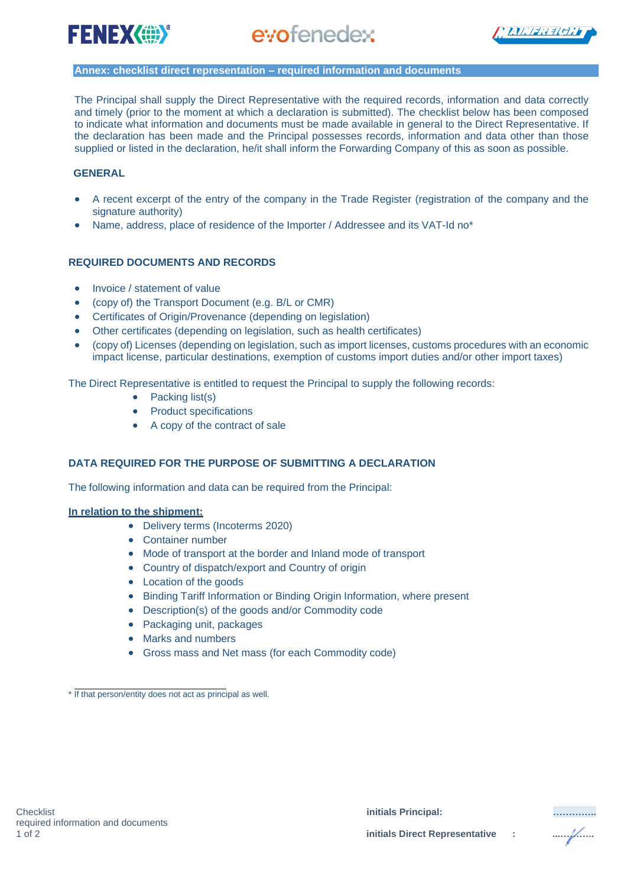## Annex: checklist direct representation – required information and documents

The Principal shall supply the Direct Representative with the required records, information and data correctly and timely (prior to the moment at which a declaration is submitted). The checklist below has been composed to indicate what information and documents must be made available in general to the Direct Representative. If the declaration has been made and the Principal possesses records, information and data other than those supplied or listed in the declaration, he/it shall inform the Forwarding Company of this as soon as possible.

### GENERAL

- A recent excerpt of the entry of the company in the Trade Register (registration of the company and the signature authority)
- Name, address, place of residence of the Importer / Addressee and its VAT-Id no*

### REQUIRED DOCUMENTS AND RECORDS

- Invoice / statement of value
- (copy of) the Transport Document (e.g. B/L or CMR)
- Certificates of Origin/Provenance (depending on legislation)
- Other certificates (depending on legislation, such as health certificates)
- (copy of) Licenses (depending on legislation, such as import licenses, customs procedures with an economic impact license, particular destinations, exemption of customs import duties and/or other import taxes)

The Direct Representative is entitled to request the Principal to supply the following records:

- Packing list(s)
- Product specifications
- A copy of the contract of sale

### DATA REQUIRED FOR THE PURPOSE OF SUBMITTING A DECLARATION

The following information and data can be required from the Principal:

**In relation to the shipment:**

- Delivery terms (Incoterms 2020)
- Container number
- Mode of transport at the border and Inland mode of transport
- Country of dispatch/export and Country of origin
- Location of the goods
- Binding Tariff Information or Binding Origin Information, where present
- Description(s) of the goods and/or Commodity code
- Packaging unit, packages
- Marks and numbers
- Gross mass and Net mass (for each Commodity code)

\* If that person/entity does not act as principal as well.

**initials Principal:** …………..

**initials Direct Representative :** ……/……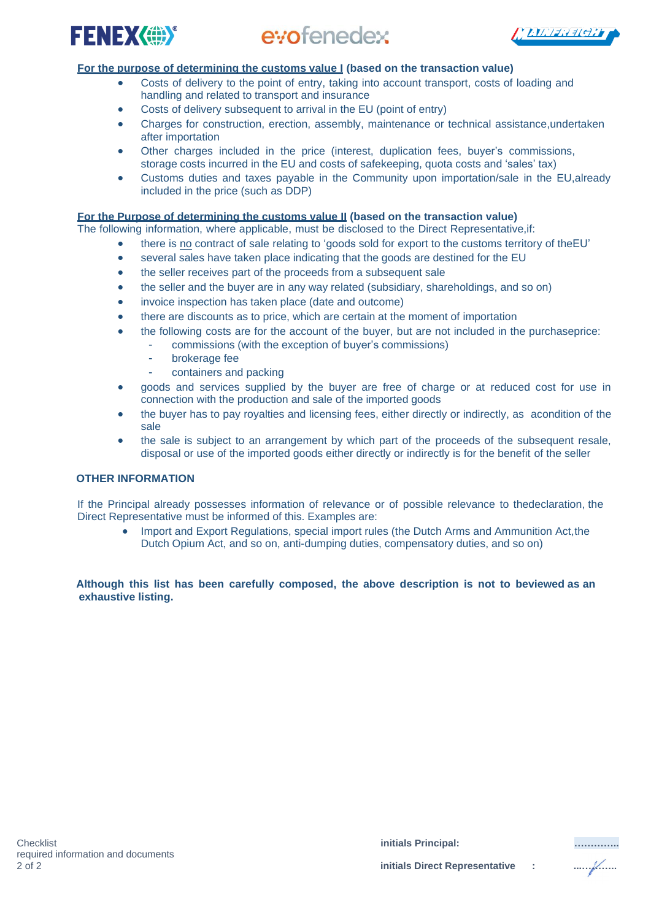**<u>For the purpose of determining the customs value I</u> (based on the transaction value)**

- Costs of delivery to the point of entry, taking into account transport, costs of loading and handling and related to transport and insurance
- Costs of delivery subsequent to arrival in the EU (point of entry)
- Charges for construction, erection, assembly, maintenance or technical assistance,undertaken after importation
- Other charges included in the price (interest, duplication fees, buyer's commissions, storage costs incurred in the EU and costs of safekeeping, quota costs and 'sales' tax)
- Customs duties and taxes payable in the Community upon importation/sale in the EU,already included in the price (such as DDP)

**<u>For the Purpose of determining the customs value II</u> (based on the transaction value)**

The following information, where applicable, must be disclosed to the Direct Representative,if:

- there is <u>no</u> contract of sale relating to 'goods sold for export to the customs territory of theEU'
- several sales have taken place indicating that the goods are destined for the EU
- the seller receives part of the proceeds from a subsequent sale
- the seller and the buyer are in any way related (subsidiary, shareholdings, and so on)
- invoice inspection has taken place (date and outcome)
- there are discounts as to price, which are certain at the moment of importation
- the following costs are for the account of the buyer, but are not included in the purchaseprice:
  - commissions (with the exception of buyer's commissions)
  - brokerage fee
  - containers and packing
- goods and services supplied by the buyer are free of charge or at reduced cost for use in connection with the production and sale of the imported goods
- the buyer has to pay royalties and licensing fees, either directly or indirectly, as acondition of the sale
- the sale is subject to an arrangement by which part of the proceeds of the subsequent resale, disposal or use of the imported goods either directly or indirectly is for the benefit of the seller

**OTHER INFORMATION**

If the Principal already possesses information of relevance or of possible relevance to thedeclaration, the Direct Representative must be informed of this. Examples are:

- Import and Export Regulations, special import rules (the Dutch Arms and Ammunition Act,the Dutch Opium Act, and so on, anti-dumping duties, compensatory duties, and so on)

**Although this list has been carefully composed, the above description is not to beviewed as an exhaustive listing.**

Checklist
required information and documents

**initials Principal:** **…………..**

**initials Direct Representative :** **……/……**